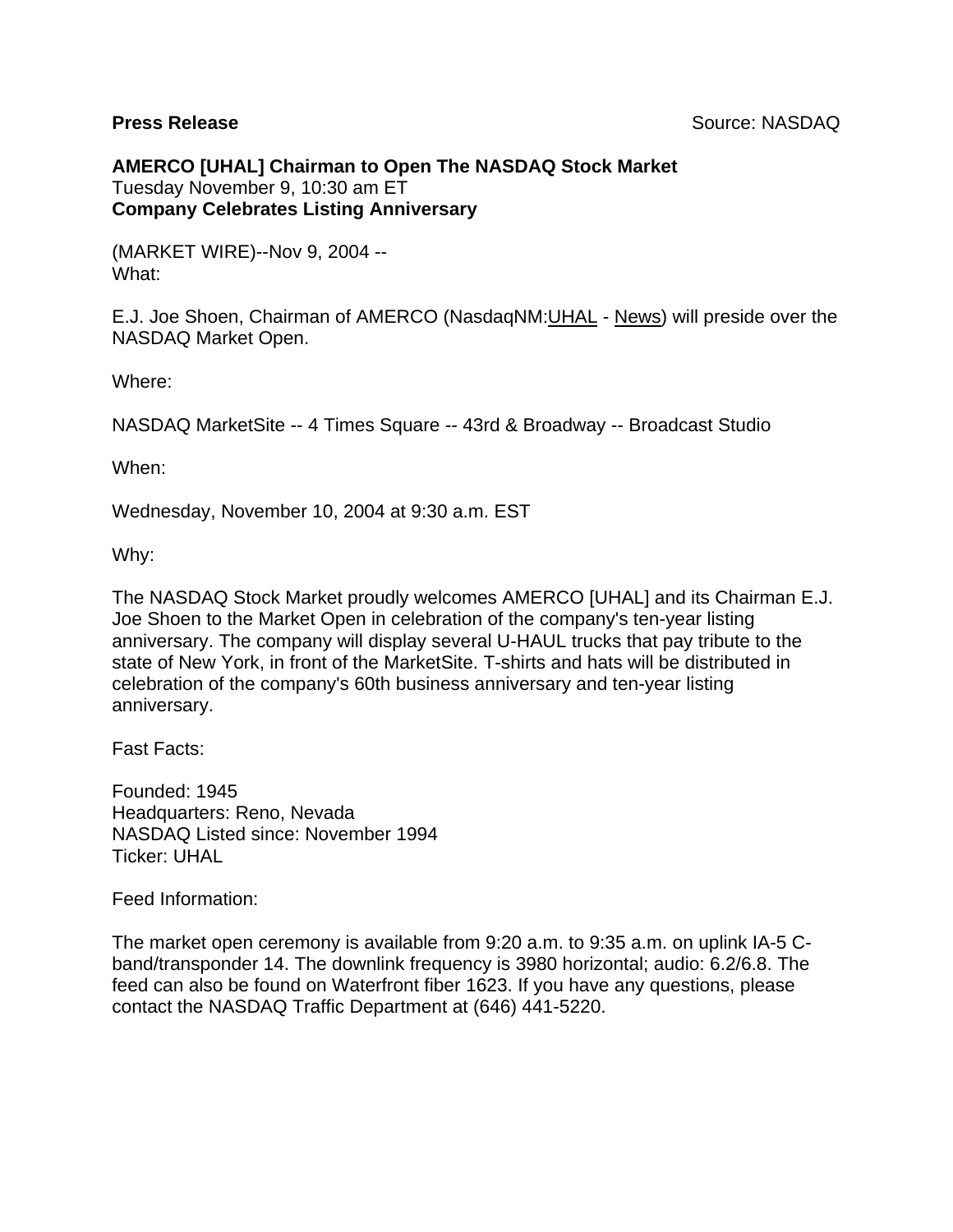**Press Release** Source: NASDAQ

**AMERCO [UHAL] Chairman to Open The NASDAQ Stock Market**
Tuesday November 9, 10:30 am ET
**Company Celebrates Listing Anniversary**

(MARKET WIRE)--Nov 9, 2004 --
What:

E.J. Joe Shoen, Chairman of AMERCO (NasdaqNM:UHAL - News) will preside over the NASDAQ Market Open.

Where:

NASDAQ MarketSite -- 4 Times Square -- 43rd & Broadway -- Broadcast Studio

When:

Wednesday, November 10, 2004 at 9:30 a.m. EST

Why:

The NASDAQ Stock Market proudly welcomes AMERCO [UHAL] and its Chairman E.J. Joe Shoen to the Market Open in celebration of the company's ten-year listing anniversary. The company will display several U-HAUL trucks that pay tribute to the state of New York, in front of the MarketSite. T-shirts and hats will be distributed in celebration of the company's 60th business anniversary and ten-year listing anniversary.

Fast Facts:

Founded: 1945
Headquarters: Reno, Nevada
NASDAQ Listed since: November 1994
Ticker: UHAL

Feed Information:

The market open ceremony is available from 9:20 a.m. to 9:35 a.m. on uplink IA-5 C-band/transponder 14. The downlink frequency is 3980 horizontal; audio: 6.2/6.8. The feed can also be found on Waterfront fiber 1623. If you have any questions, please contact the NASDAQ Traffic Department at (646) 441-5220.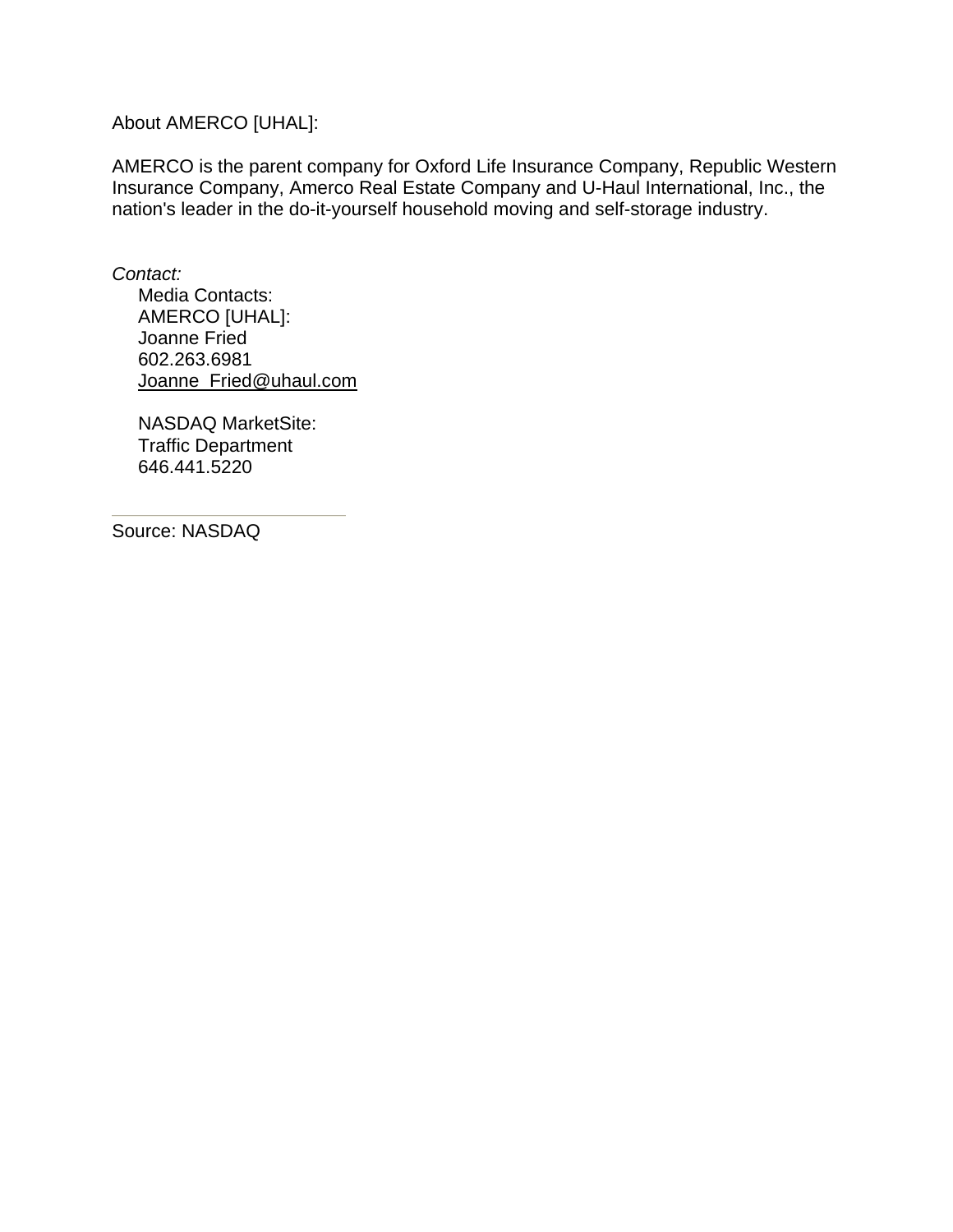About AMERCO [UHAL]:

AMERCO is the parent company for Oxford Life Insurance Company, Republic Western Insurance Company, Amerco Real Estate Company and U-Haul International, Inc., the nation's leader in the do-it-yourself household moving and self-storage industry.

*Contact:*

Media Contacts:
AMERCO [UHAL]:
Joanne Fried
602.263.6981
Joanne_Fried@uhaul.com

NASDAQ MarketSite:
Traffic Department
646.441.5220

---

Source: NASDAQ